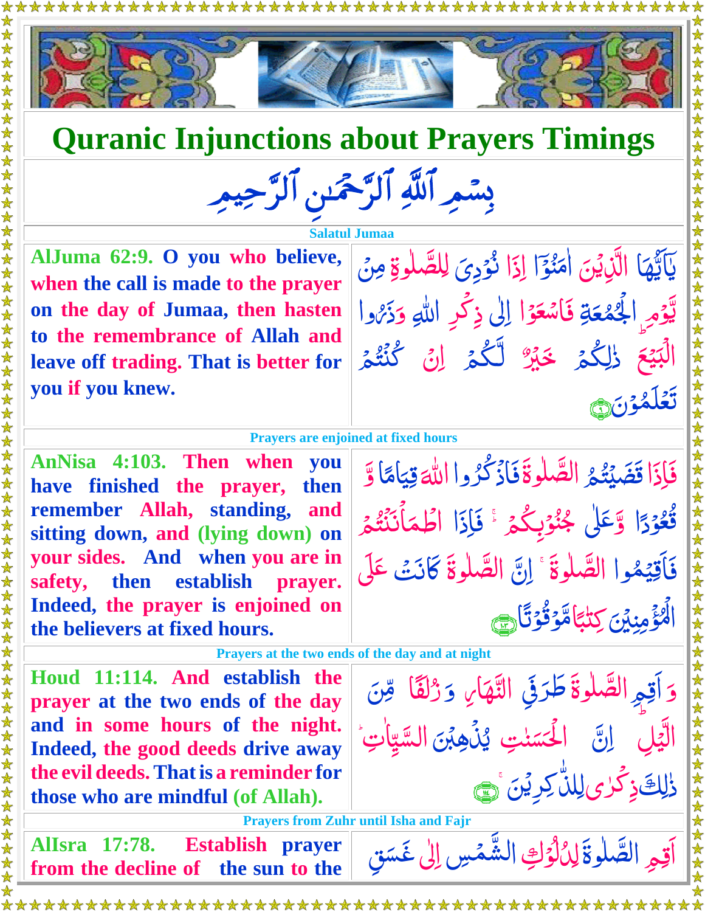# Quranic Injunctions about Prayers Timings

بِسۡمِ ٱللَّهِ ٱلرَّحۡمَٰنِ ٱلرَّحِيمِ

### Salatul Jumaa

| | |
|---|---|
| **AlJuma 62:9. O you who believe, when the call is made to the prayer on the day of Jumaa, then hasten to the remembrance of Allah and leave off trading. That is better for you if you knew.** | يٰۤاَيُّهَا الَّذِيۡنَ اٰمَنُوۡۤا اِذَا نُوۡدِىَ لِلصَّلٰوةِ مِنۡ يَّوۡمِ الۡجُمُعَةِ فَاسۡعَوۡا اِلٰى ذِكۡرِ اللّٰهِ وَذَرُوا الۡبَيۡعَ‌ ؕ ذٰ لِكُمۡ خَيۡرٌ لَّـكُمۡ اِنۡ كُنۡتُمۡ تَعۡلَمُوۡنَ ۝٩ |

### Prayers are enjoined at fixed hours

| | |
|---|---|
| **AnNisa 4:103. Then when you have finished the prayer, then remember Allah, standing, and sitting down, and (lying down) on your sides. And when you are in safety, then establish prayer. Indeed, the prayer is enjoined on the believers at fixed hours.** | فَاِذَا قَضَيۡتُمُ الصَّلٰوةَ فَاذۡكُرُوا اللّٰهَ قِيَامًا وَّقُعُوۡدًا وَّعَلٰى جُنُوۡبِكُمۡ‌ ۚ فَاِذَا اطۡمَاۡنَنۡتُمۡ فَاَقِيۡمُوا الصَّلٰوةَ‌ ۚ اِنَّ الصَّلٰوةَ كَانَتۡ عَلَى الۡمُؤۡمِنِيۡنَ كِتٰبًا مَّوۡقُوۡتًا ۝١٠٣ |

### Prayers at the two ends of the day and at night

| | |
|---|---|
| **Houd 11:114. And establish the prayer at the two ends of the day and in some hours of the night. Indeed, the good deeds drive away the evil deeds. That is a reminder for those who are mindful (of Allah).** | وَاَقِمِ الصَّلٰوةَ طَرَفَىِ النَّهَارِ وَزُلَفًا مِّنَ الَّيۡلِ‌ ؕ اِنَّ الۡحَسَنٰتِ يُذۡهِبۡنَ السَّيِّاٰتِ‌ ؕ ذٰ لِكَ ذِكۡرٰى لِلذّٰكِرِيۡنَ‌ ۝١١٤ |

### Prayers from Zuhr until Isha and Fajr

| | |
|---|---|
| **AlIsra 17:78. Establish prayer from the decline of the sun to the** | اَقِمِ الصَّلٰوةَ لِدُلُوۡكِ الشَّمۡسِ اِلٰى غَسَقِ |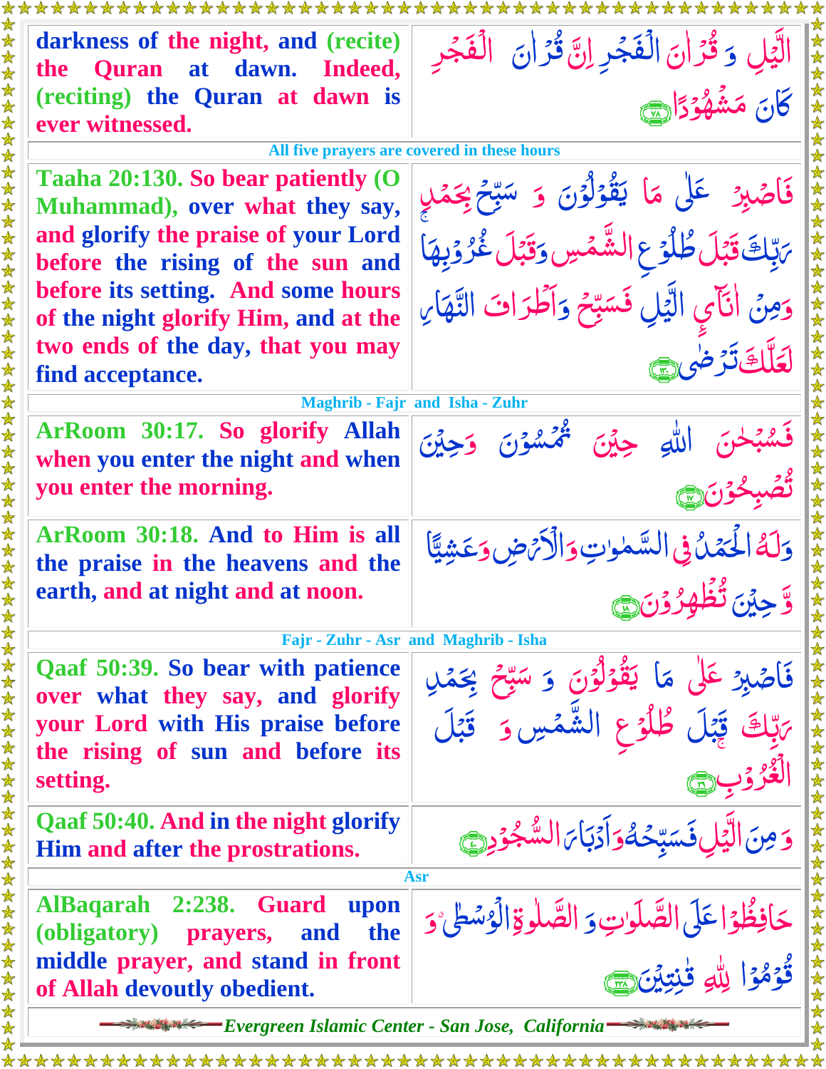| | |
|---|---|
| darkness of the night, and (recite) the Quran at dawn. Indeed, (reciting) the Quran at dawn is ever witnessed. | الَّيۡلِ وَ قُرۡاٰنَ الۡفَجۡرِ ؕ اِنَّ قُرۡاٰنَ الۡفَجۡرِ كَانَ مَشۡهُوۡدًا ﴿۷۸﴾ |
| **All five prayers are covered in these hours** | |
| Taaha 20:130. So bear patiently (O Muhammad), over what they say, and glorify the praise of your Lord before the rising of the sun and before its setting. And some hours of the night glorify Him, and at the two ends of the day, that you may find acceptance. | فَاصۡبِرۡ عَلٰى مَا يَقُوۡلُوۡنَ وَسَبِّحۡ بِحَمۡدِ رَبِّكَ قَبۡلَ طُلُوۡعِ الشَّمۡسِ وَقَبۡلَ غُرُوۡبِهَا ۚ وَمِنۡ اٰنَآئِ الَّيۡلِ فَسَبِّحۡ وَاَطۡرَافَ النَّهَارِ لَعَلَّكَ تَرۡضٰى ﴿۱۳۰﴾ |
| **Maghrib - Fajr and Isha - Zuhr** | |
| ArRoom 30:17. So glorify Allah when you enter the night and when you enter the morning. | فَسُبۡحٰنَ اللّٰهِ حِيۡنَ تُمۡسُوۡنَ وَحِيۡنَ تُصۡبِحُوۡنَ ﴿۱۷﴾ |
| ArRoom 30:18. And to Him is all the praise in the heavens and the earth, and at night and at noon. | وَلَهُ الۡحَمۡدُ فِى السَّمٰوٰتِ وَالۡاَرۡضِ وَعَشِيًّا وَّحِيۡنَ تُظۡهِرُوۡنَ ﴿۱۸﴾ |
| **Fajr - Zuhr - Asr and Maghrib - Isha** | |
| Qaaf 50:39. So bear with patience over what they say, and glorify your Lord with His praise before the rising of sun and before its setting. | فَاصۡبِرۡ عَلٰى مَا يَقُوۡلُوۡنَ وَسَبِّحۡ بِحَمۡدِ رَبِّكَ قَبۡلَ طُلُوۡعِ الشَّمۡسِ وَقَبۡلَ الۡغُرُوۡبِ ﴿۳۹﴾ |
| Qaaf 50:40. And in the night glorify Him and after the prostrations. | وَمِنَ الَّيۡلِ فَسَبِّحۡهُ وَاَدۡبَارَ السُّجُوۡدِ ﴿۴۰﴾ |
| **Asr** | |
| AlBaqarah 2:238. Guard upon (obligatory) prayers, and the middle prayer, and stand in front of Allah devoutly obedient. | حٰفِظُوۡا عَلَى الصَّلَوٰتِ وَالصَّلٰوةِ الۡوُسۡطٰى وَقُوۡمُوۡا لِلّٰهِ قٰنِتِيۡنَ ﴿۲۳۸﴾ |

*Evergreen Islamic Center - San Jose, California*